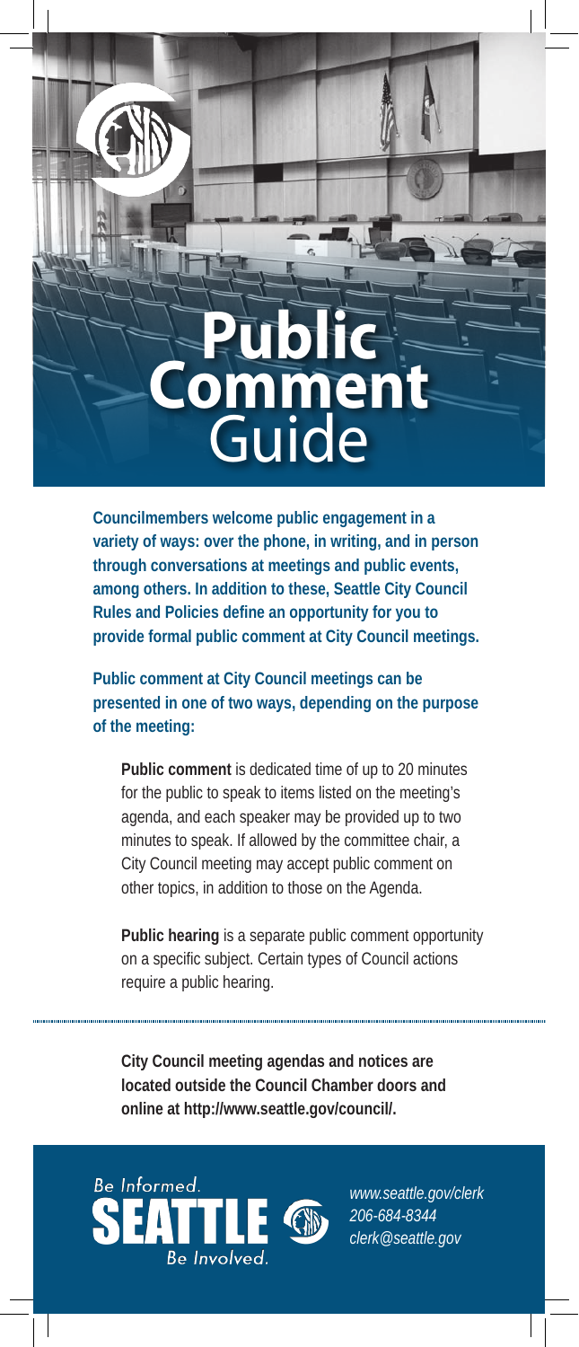# Public Comment Guide

**Councilmembers welcome public engagement in a variety of ways: over the phone, in writing, and in person through conversations at meetings and public events, among others. In addition to these, Seattle City Council Rules and Policies define an opportunity for you to provide formal public comment at City Council meetings.**

**Public comment at City Council meetings can be presented in one of two ways, depending on the purpose of the meeting:**

**Public comment** is dedicated time of up to 20 minutes for the public to speak to items listed on the meeting's agenda, and each speaker may be provided up to two minutes to speak. If allowed by the committee chair, a City Council meeting may accept public comment on other topics, in addition to those on the Agenda.

**Public hearing** is a separate public comment opportunity on a specific subject. Certain types of Council actions require a public hearing.

---

**City Council meeting agendas and notices are located outside the Council Chamber doors and online at http://www.seattle.gov/council/.**

Be Informed. SEATTLE Be Involved.

*www.seattle.gov/clerk*
*206-684-8344*
*clerk@seattle.gov*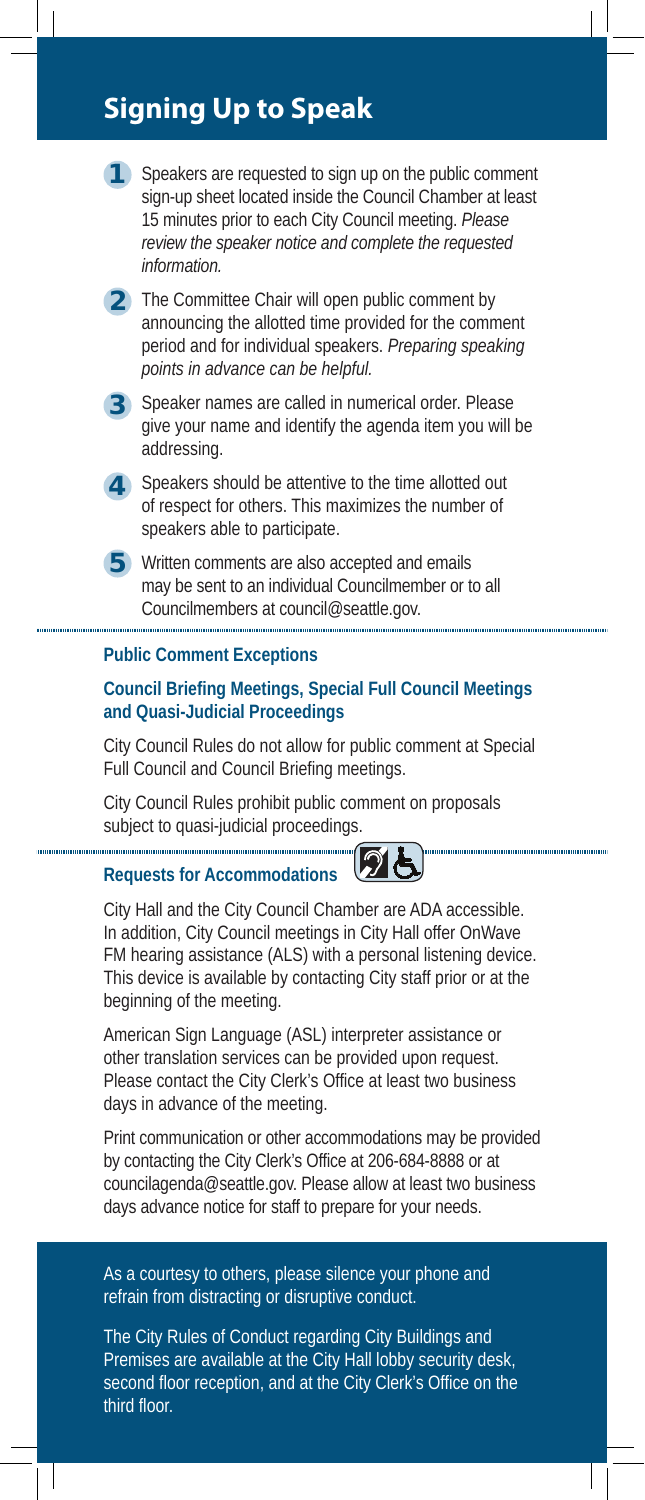# Signing Up to Speak

1. Speakers are requested to sign up on the public comment sign-up sheet located inside the Council Chamber at least 15 minutes prior to each City Council meeting. *Please review the speaker notice and complete the requested information.*

2. The Committee Chair will open public comment by announcing the allotted time provided for the comment period and for individual speakers. *Preparing speaking points in advance can be helpful.*

3. Speaker names are called in numerical order. Please give your name and identify the agenda item you will be addressing.

4. Speakers should be attentive to the time allotted out of respect for others. This maximizes the number of speakers able to participate.

5. Written comments are also accepted and emails may be sent to an individual Councilmember or to all Councilmembers at council@seattle.gov.

### Public Comment Exceptions

**Council Briefing Meetings, Special Full Council Meetings and Quasi-Judicial Proceedings**

City Council Rules do not allow for public comment at Special Full Council and Council Briefing meetings.

City Council Rules prohibit public comment on proposals subject to quasi-judicial proceedings.

### Requests for Accommodations

City Hall and the City Council Chamber are ADA accessible. In addition, City Council meetings in City Hall offer OnWave FM hearing assistance (ALS) with a personal listening device. This device is available by contacting City staff prior or at the beginning of the meeting.

American Sign Language (ASL) interpreter assistance or other translation services can be provided upon request. Please contact the City Clerk's Office at least two business days in advance of the meeting.

Print communication or other accommodations may be provided by contacting the City Clerk's Office at 206-684-8888 or at councilagenda@seattle.gov. Please allow at least two business days advance notice for staff to prepare for your needs.

As a courtesy to others, please silence your phone and refrain from distracting or disruptive conduct.

The City Rules of Conduct regarding City Buildings and Premises are available at the City Hall lobby security desk, second floor reception, and at the City Clerk's Office on the third floor.